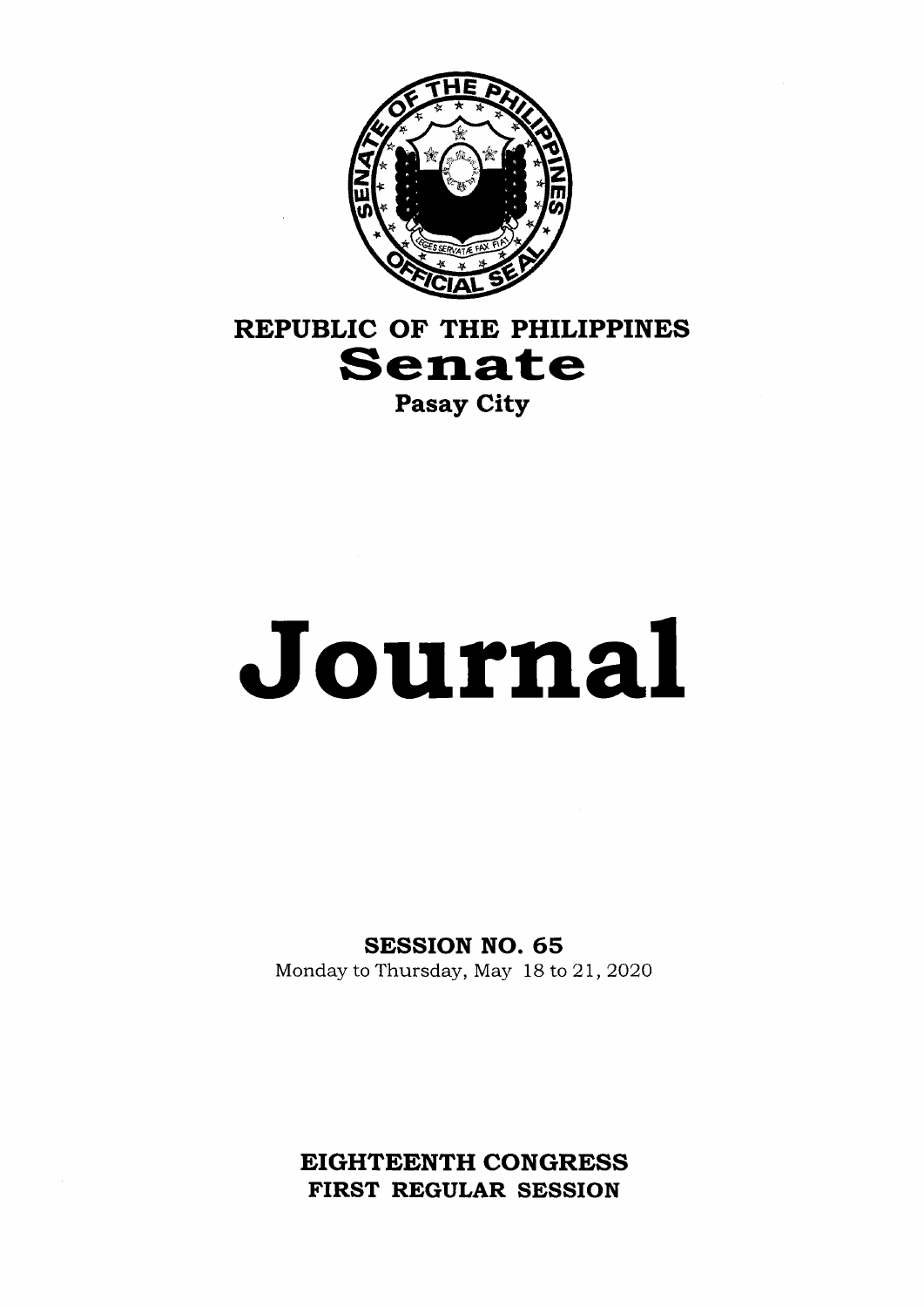**REPUBLIC OF THE PHILIPPINES**

# Senate

**Pasay City**

# Journal

**SESSION NO. 65**

Monday to Thursday, May 18 to 21, 2020

**EIGHTEENTH CONGRESS**

**FIRST REGULAR SESSION**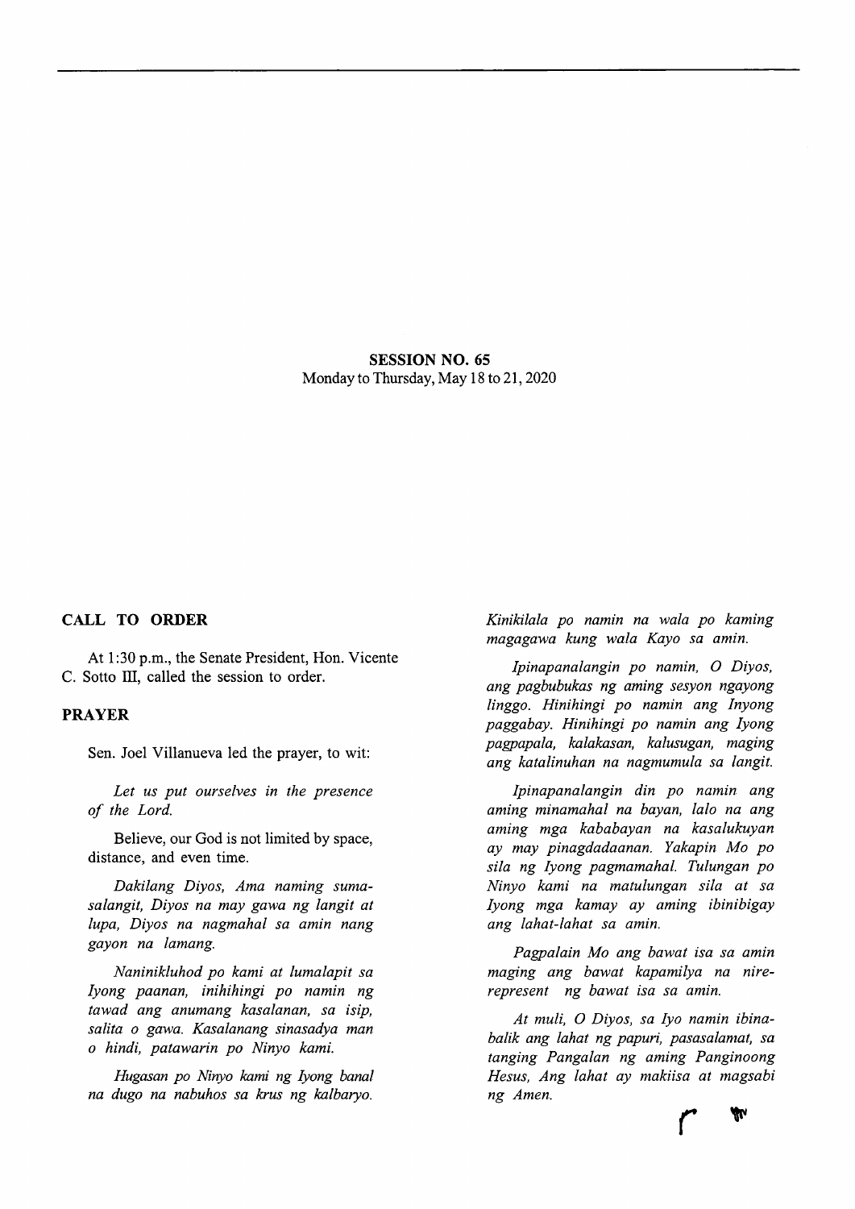**SESSION NO. 65**
Monday to Thursday, May 18 to 21, 2020

## CALL TO ORDER

At 1:30 p.m., the Senate President, Hon. Vicente C. Sotto III, called the session to order.

## PRAYER

Sen. Joel Villanueva led the prayer, to wit:

*Let us put ourselves in the presence of the Lord.*

Believe, our God is not limited by space, distance, and even time.

*Dakilang Diyos, Ama naming sumasalangit, Diyos na may gawa ng langit at lupa, Diyos na nagmahal sa amin nang gayon na lamang.*

*Naninikluhod po kami at lumalapit sa Iyong paanan, inihihingi po namin ng tawad ang anumang kasalanan, sa isip, salita o gawa. Kasalanang sinasadya man o hindi, patawarin po Ninyo kami.*

*Hugasan po Ninyo kami ng Iyong banal na dugo na nabuhos sa krus ng kalbaryo. Kinikilala po namin na wala po kaming magagawa kung wala Kayo sa amin.*

*Ipinapanalangin po namin, O Diyos, ang pagbubukas ng aming sesyon ngayong linggo. Hinihingi po namin ang Inyong paggabay. Hinihingi po namin ang Iyong pagpapala, kalakasan, kalusugan, maging ang katalinuhan na nagmumula sa langit.*

*Ipinapanalangin din po namin ang aming minamahal na bayan, lalo na ang aming mga kababayan na kasalukuyan ay may pinagdadaanan. Yakapin Mo po sila ng Iyong pagmamahal. Tulungan po Ninyo kami na matulungan sila at sa Iyong mga kamay ay aming ibinibigay ang lahat-lahat sa amin.*

*Pagpalain Mo ang bawat isa sa amin maging ang bawat kapamilya na nirerepresent ng bawat isa sa amin.*

*At muli, O Diyos, sa Iyo namin ibinabalik ang lahat ng papuri, pasasalamat, sa tanging Pangalan ng aming Panginoong Hesus, Ang lahat ay makiisa at magsabi ng Amen.*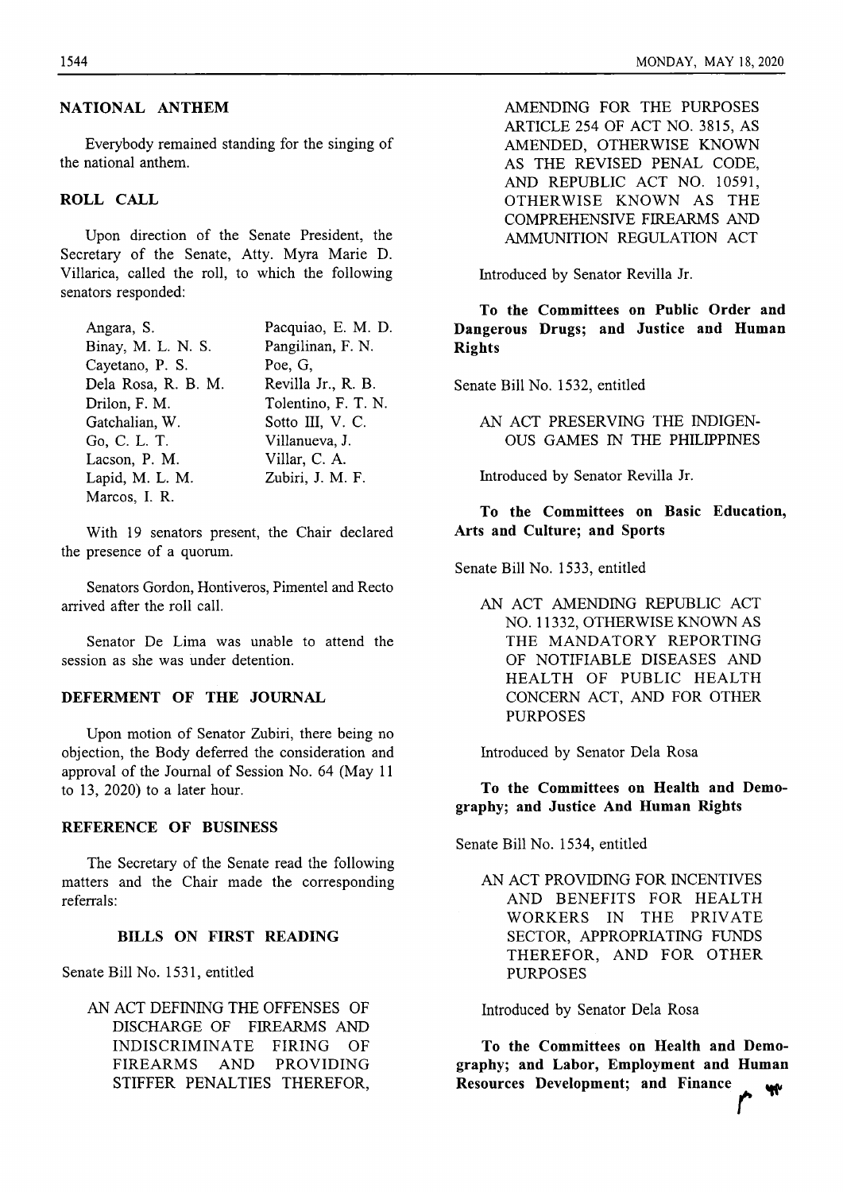## NATIONAL ANTHEM

Everybody remained standing for the singing of the national anthem.

## ROLL CALL

Upon direction of the Senate President, the Secretary of the Senate, Atty. Myra Marie D. Villarica, called the roll, to which the following senators responded:

| | |
|---|---|
| Angara, S. | Pacquiao, E. M. D. |
| Binay, M. L. N. S. | Pangilinan, F. N. |
| Cayetano, P. S. | Poe, G, |
| Dela Rosa, R. B. M. | Revilla Jr., R. B. |
| Drilon, F. M. | Tolentino, F. T. N. |
| Gatchalian, W. | Sotto III, V. C. |
| Go, C. L. T. | Villanueva, J. |
| Lacson, P. M. | Villar, C. A. |
| Lapid, M. L. M. | Zubiri, J. M. F. |
| Marcos, I. R. | |

With 19 senators present, the Chair declared the presence of a quorum.

Senators Gordon, Hontiveros, Pimentel and Recto arrived after the roll call.

Senator De Lima was unable to attend the session as she was under detention.

## DEFERMENT OF THE JOURNAL

Upon motion of Senator Zubiri, there being no objection, the Body deferred the consideration and approval of the Journal of Session No. 64 (May 11 to 13, 2020) to a later hour.

## REFERENCE OF BUSINESS

The Secretary of the Senate read the following matters and the Chair made the corresponding referrals:

### BILLS ON FIRST READING

Senate Bill No. 1531, entitled

> AN ACT DEFINING THE OFFENSES OF DISCHARGE OF FIREARMS AND INDISCRIMINATE FIRING OF FIREARMS AND PROVIDING STIFFER PENALTIES THEREFOR, AMENDING FOR THE PURPOSES ARTICLE 254 OF ACT NO. 3815, AS AMENDED, OTHERWISE KNOWN AS THE REVISED PENAL CODE, AND REPUBLIC ACT NO. 10591, OTHERWISE KNOWN AS THE COMPREHENSIVE FIREARMS AND AMMUNITION REGULATION ACT

Introduced by Senator Revilla Jr.

**To the Committees on Public Order and Dangerous Drugs; and Justice and Human Rights**

Senate Bill No. 1532, entitled

> AN ACT PRESERVING THE INDIGENOUS GAMES IN THE PHILIPPINES

Introduced by Senator Revilla Jr.

**To the Committees on Basic Education, Arts and Culture; and Sports**

Senate Bill No. 1533, entitled

> AN ACT AMENDING REPUBLIC ACT NO. 11332, OTHERWISE KNOWN AS THE MANDATORY REPORTING OF NOTIFIABLE DISEASES AND HEALTH OF PUBLIC HEALTH CONCERN ACT, AND FOR OTHER PURPOSES

Introduced by Senator Dela Rosa

**To the Committees on Health and Demography; and Justice And Human Rights**

Senate Bill No. 1534, entitled

> AN ACT PROVIDING FOR INCENTIVES AND BENEFITS FOR HEALTH WORKERS IN THE PRIVATE SECTOR, APPROPRIATING FUNDS THEREFOR, AND FOR OTHER PURPOSES

Introduced by Senator Dela Rosa

**To the Committees on Health and Demography; and Labor, Employment and Human Resources Development; and Finance**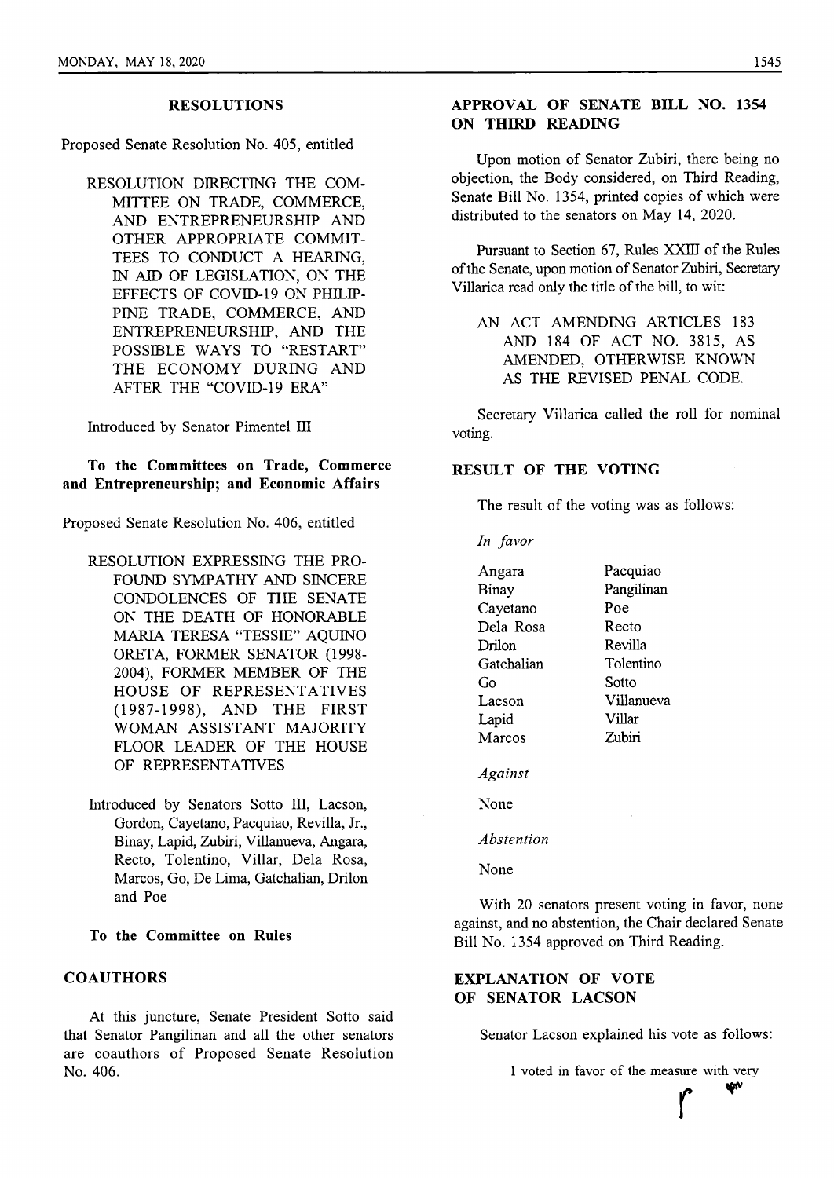## RESOLUTIONS

Proposed Senate Resolution No. 405, entitled

> RESOLUTION DIRECTING THE COMMITTEE ON TRADE, COMMERCE, AND ENTREPRENEURSHIP AND OTHER APPROPRIATE COMMITTEES TO CONDUCT A HEARING, IN AID OF LEGISLATION, ON THE EFFECTS OF COVID-19 ON PHILIPPINE TRADE, COMMERCE, AND ENTREPRENEURSHIP, AND THE POSSIBLE WAYS TO "RESTART" THE ECONOMY DURING AND AFTER THE "COVID-19 ERA"

Introduced by Senator Pimentel III

**To the Committees on Trade, Commerce and Entrepreneurship; and Economic Affairs**

Proposed Senate Resolution No. 406, entitled

> RESOLUTION EXPRESSING THE PROFOUND SYMPATHY AND SINCERE CONDOLENCES OF THE SENATE ON THE DEATH OF HONORABLE MARIA TERESA "TESSIE" AQUINO ORETA, FORMER SENATOR (1998-2004), FORMER MEMBER OF THE HOUSE OF REPRESENTATIVES (1987-1998), AND THE FIRST WOMAN ASSISTANT MAJORITY FLOOR LEADER OF THE HOUSE OF REPRESENTATIVES

Introduced by Senators Sotto III, Lacson, Gordon, Cayetano, Pacquiao, Revilla, Jr., Binay, Lapid, Zubiri, Villanueva, Angara, Recto, Tolentino, Villar, Dela Rosa, Marcos, Go, De Lima, Gatchalian, Drilon and Poe

**To the Committee on Rules**

## COAUTHORS

At this juncture, Senate President Sotto said that Senator Pangilinan and all the other senators are coauthors of Proposed Senate Resolution No. 406.

## APPROVAL OF SENATE BILL NO. 1354 ON THIRD READING

Upon motion of Senator Zubiri, there being no objection, the Body considered, on Third Reading, Senate Bill No. 1354, printed copies of which were distributed to the senators on May 14, 2020.

Pursuant to Section 67, Rules XXIII of the Rules of the Senate, upon motion of Senator Zubiri, Secretary Villarica read only the title of the bill, to wit:

> AN ACT AMENDING ARTICLES 183 AND 184 OF ACT NO. 3815, AS AMENDED, OTHERWISE KNOWN AS THE REVISED PENAL CODE.

Secretary Villarica called the roll for nominal voting.

## RESULT OF THE VOTING

The result of the voting was as follows:

*In favor*

Angara
Binay
Cayetano
Dela Rosa
Drilon
Gatchalian
Go
Lacson
Lapid
Marcos
Pacquiao
Pangilinan
Poe
Recto
Revilla
Tolentino
Sotto
Villanueva
Villar
Zubiri

*Against*

None

*Abstention*

None

With 20 senators present voting in favor, none against, and no abstention, the Chair declared Senate Bill No. 1354 approved on Third Reading.

## EXPLANATION OF VOTE OF SENATOR LACSON

Senator Lacson explained his vote as follows:

> I voted in favor of the measure with very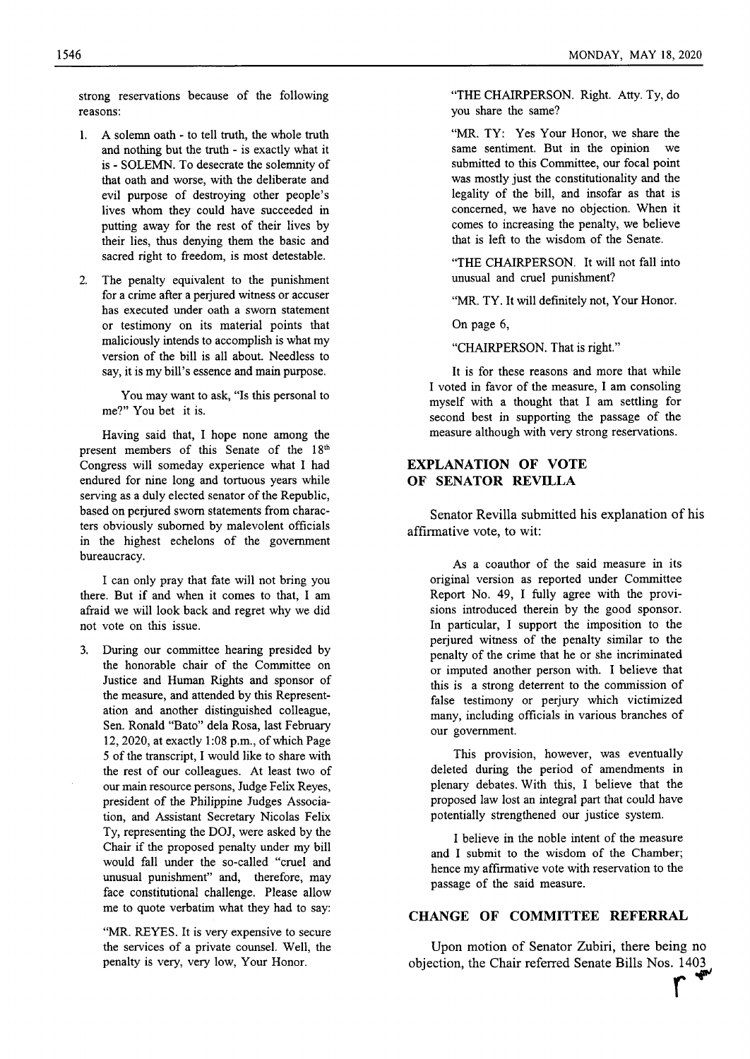strong reservations because of the following reasons:

1. A solemn oath - to tell truth, the whole truth and nothing but the truth - is exactly what it is - SOLEMN. To desecrate the solemnity of that oath and worse, with the deliberate and evil purpose of destroying other people's lives whom they could have succeeded in putting away for the rest of their lives by their lies, thus denying them the basic and sacred right to freedom, is most detestable.

2. The penalty equivalent to the punishment for a crime after a perjured witness or accuser has executed under oath a sworn statement or testimony on its material points that maliciously intends to accomplish is what my version of the bill is all about. Needless to say, it is my bill's essence and main purpose.

   You may want to ask, "Is this personal to me?" You bet it is.

Having said that, I hope none among the present members of this Senate of the 18th Congress will someday experience what I had endured for nine long and tortuous years while serving as a duly elected senator of the Republic, based on perjured sworn statements from characters obviously suborned by malevolent officials in the highest echelons of the government bureaucracy.

I can only pray that fate will not bring you there. But if and when it comes to that, I am afraid we will look back and regret why we did not vote on this issue.

3. During our committee hearing presided by the honorable chair of the Committee on Justice and Human Rights and sponsor of the measure, and attended by this Representation and another distinguished colleague, Sen. Ronald "Bato" dela Rosa, last February 12, 2020, at exactly 1:08 p.m., of which Page 5 of the transcript, I would like to share with the rest of our colleagues. At least two of our main resource persons, Judge Felix Reyes, president of the Philippine Judges Association, and Assistant Secretary Nicolas Felix Ty, representing the DOJ, were asked by the Chair if the proposed penalty under my bill would fall under the so-called "cruel and unusual punishment" and, therefore, may face constitutional challenge. Please allow me to quote verbatim what they had to say:

   "MR. REYES. It is very expensive to secure the services of a private counsel. Well, the penalty is very, very low, Your Honor.

   "THE CHAIRPERSON. Right. Atty. Ty, do you share the same?

   "MR. TY: Yes Your Honor, we share the same sentiment. But in the opinion we submitted to this Committee, our focal point was mostly just the constitutionality and the legality of the bill, and insofar as that is concerned, we have no objection. When it comes to increasing the penalty, we believe that is left to the wisdom of the Senate.

   "THE CHAIRPERSON. It will not fall into unusual and cruel punishment?

   "MR. TY. It will definitely not, Your Honor.

   On page 6,

   "CHAIRPERSON. That is right."

It is for these reasons and more that while I voted in favor of the measure, I am consoling myself with a thought that I am settling for second best in supporting the passage of the measure although with very strong reservations.

## EXPLANATION OF VOTE OF SENATOR REVILLA

Senator Revilla submitted his explanation of his affirmative vote, to wit:

> As a coauthor of the said measure in its original version as reported under Committee Report No. 49, I fully agree with the provisions introduced therein by the good sponsor. In particular, I support the imposition to the perjured witness of the penalty similar to the penalty of the crime that he or she incriminated or imputed another person with. I believe that this is a strong deterrent to the commission of false testimony or perjury which victimized many, including officials in various branches of our government.
>
> This provision, however, was eventually deleted during the period of amendments in plenary debates. With this, I believe that the proposed law lost an integral part that could have potentially strengthened our justice system.
>
> I believe in the noble intent of the measure and I submit to the wisdom of the Chamber; hence my affirmative vote with reservation to the passage of the said measure.

## CHANGE OF COMMITTEE REFERRAL

Upon motion of Senator Zubiri, there being no objection, the Chair referred Senate Bills Nos. 1403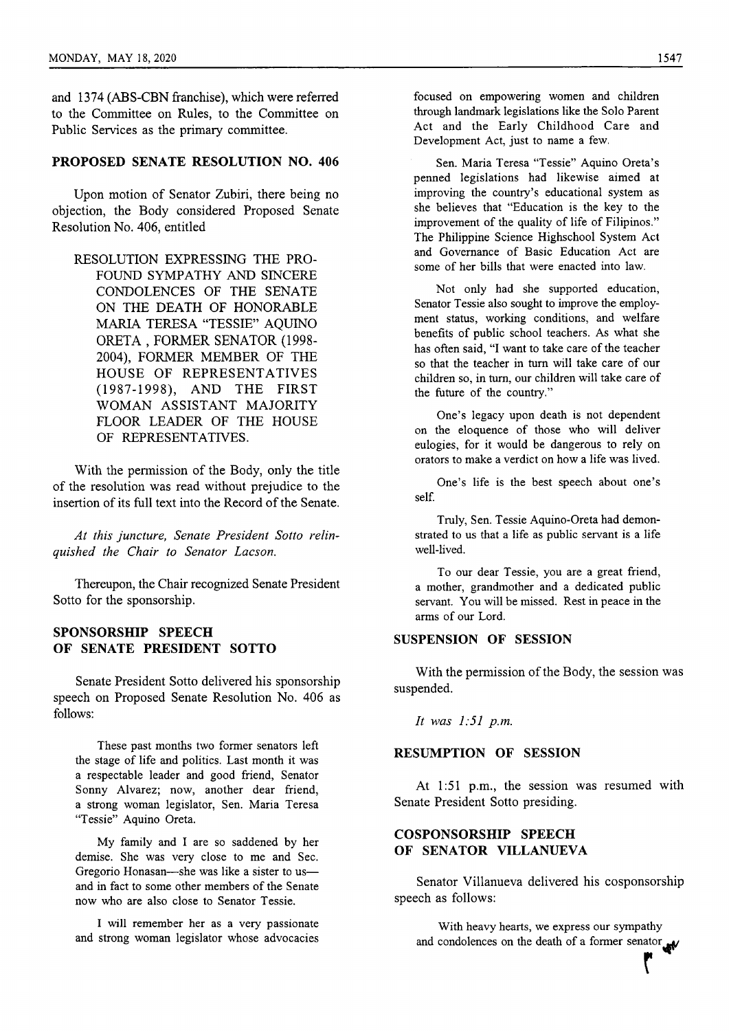and 1374 (ABS-CBN franchise), which were referred to the Committee on Rules, to the Committee on Public Services as the primary committee.

## PROPOSED SENATE RESOLUTION NO. 406

Upon motion of Senator Zubiri, there being no objection, the Body considered Proposed Senate Resolution No. 406, entitled

> RESOLUTION EXPRESSING THE PROFOUND SYMPATHY AND SINCERE CONDOLENCES OF THE SENATE ON THE DEATH OF HONORABLE MARIA TERESA "TESSIE" AQUINO ORETA , FORMER SENATOR (1998-2004), FORMER MEMBER OF THE HOUSE OF REPRESENTATIVES (1987-1998), AND THE FIRST WOMAN ASSISTANT MAJORITY FLOOR LEADER OF THE HOUSE OF REPRESENTATIVES.

With the permission of the Body, only the title of the resolution was read without prejudice to the insertion of its full text into the Record of the Senate.

*At this juncture, Senate President Sotto relinquished the Chair to Senator Lacson.*

Thereupon, the Chair recognized Senate President Sotto for the sponsorship.

## SPONSORSHIP SPEECH OF SENATE PRESIDENT SOTTO

Senate President Sotto delivered his sponsorship speech on Proposed Senate Resolution No. 406 as follows:

> These past months two former senators left the stage of life and politics. Last month it was a respectable leader and good friend, Senator Sonny Alvarez; now, another dear friend, a strong woman legislator, Sen. Maria Teresa "Tessie" Aquino Oreta.
>
> My family and I are so saddened by her demise. She was very close to me and Sec. Gregorio Honasan—she was like a sister to us—and in fact to some other members of the Senate now who are also close to Senator Tessie.
>
> I will remember her as a very passionate and strong woman legislator whose advocacies focused on empowering women and children through landmark legislations like the Solo Parent Act and the Early Childhood Care and Development Act, just to name a few.
>
> Sen. Maria Teresa "Tessie" Aquino Oreta's penned legislations had likewise aimed at improving the country's educational system as she believes that "Education is the key to the improvement of the quality of life of Filipinos." The Philippine Science Highschool System Act and Governance of Basic Education Act are some of her bills that were enacted into law.
>
> Not only had she supported education, Senator Tessie also sought to improve the employment status, working conditions, and welfare benefits of public school teachers. As what she has often said, "I want to take care of the teacher so that the teacher in turn will take care of our children so, in turn, our children will take care of the future of the country."
>
> One's legacy upon death is not dependent on the eloquence of those who will deliver eulogies, for it would be dangerous to rely on orators to make a verdict on how a life was lived.
>
> One's life is the best speech about one's self.
>
> Truly, Sen. Tessie Aquino-Oreta had demonstrated to us that a life as public servant is a life well-lived.
>
> To our dear Tessie, you are a great friend, a mother, grandmother and a dedicated public servant. You will be missed. Rest in peace in the arms of our Lord.

## SUSPENSION OF SESSION

With the permission of the Body, the session was suspended.

*It was 1:51 p.m.*

## RESUMPTION OF SESSION

At 1:51 p.m., the session was resumed with Senate President Sotto presiding.

## COSPONSORSHIP SPEECH OF SENATOR VILLANUEVA

Senator Villanueva delivered his cosponsorship speech as follows:

> With heavy hearts, we express our sympathy and condolences on the death of a former senator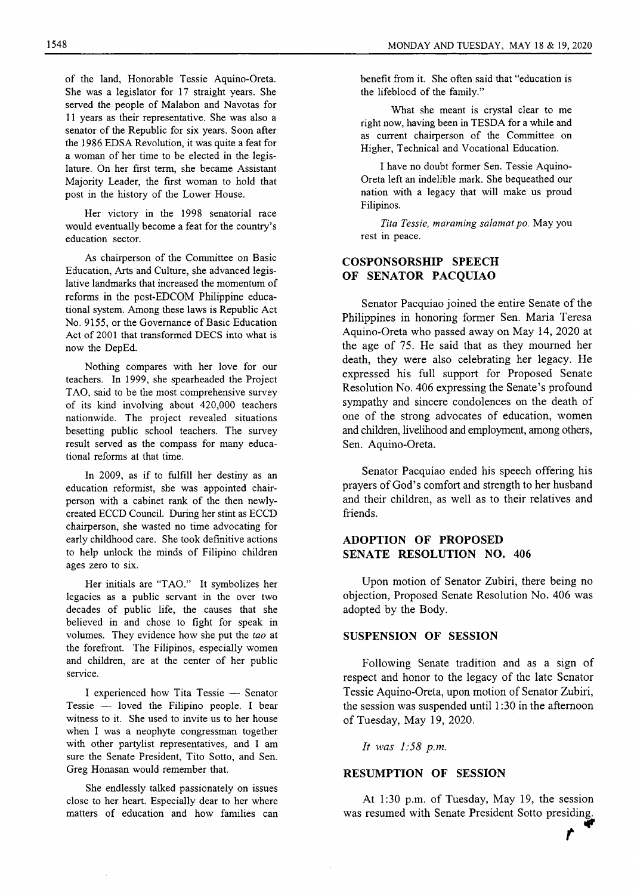of the land, Honorable Tessie Aquino-Oreta. She was a legislator for 17 straight years. She served the people of Malabon and Navotas for 11 years as their representative. She was also a senator of the Republic for six years. Soon after the 1986 EDSA Revolution, it was quite a feat for a woman of her time to be elected in the legislature. On her first term, she became Assistant Majority Leader, the first woman to hold that post in the history of the Lower House.

Her victory in the 1998 senatorial race would eventually become a feat for the country's education sector.

As chairperson of the Committee on Basic Education, Arts and Culture, she advanced legislative landmarks that increased the momentum of reforms in the post-EDCOM Philippine educational system. Among these laws is Republic Act No. 9155, or the Governance of Basic Education Act of 2001 that transformed DECS into what is now the DepEd.

Nothing compares with her love for our teachers. In 1999, she spearheaded the Project TAO, said to be the most comprehensive survey of its kind involving about 420,000 teachers nationwide. The project revealed situations besetting public school teachers. The survey result served as the compass for many educational reforms at that time.

In 2009, as if to fulfill her destiny as an education reformist, she was appointed chairperson with a cabinet rank of the then newly-created ECCD Council. During her stint as ECCD chairperson, she wasted no time advocating for early childhood care. She took definitive actions to help unlock the minds of Filipino children ages zero to six.

Her initials are "TAO." It symbolizes her legacies as a public servant in the over two decades of public life, the causes that she believed in and chose to fight for speak in volumes. They evidence how she put the *tao* at the forefront. The Filipinos, especially women and children, are at the center of her public service.

I experienced how Tita Tessie — Senator Tessie — loved the Filipino people. I bear witness to it. She used to invite us to her house when I was a neophyte congressman together with other partylist representatives, and I am sure the Senate President, Tito Sotto, and Sen. Greg Honasan would remember that.

She endlessly talked passionately on issues close to her heart. Especially dear to her where matters of education and how families can benefit from it. She often said that "education is the lifeblood of the family."

What she meant is crystal clear to me right now, having been in TESDA for a while and as current chairperson of the Committee on Higher, Technical and Vocational Education.

I have no doubt former Sen. Tessie Aquino-Oreta left an indelible mark. She bequeathed our nation with a legacy that will make us proud Filipinos.

*Tita Tessie, maraming salamat po.* May you rest in peace.

## COSPONSORSHIP SPEECH OF SENATOR PACQUIAO

Senator Pacquiao joined the entire Senate of the Philippines in honoring former Sen. Maria Teresa Aquino-Oreta who passed away on May 14, 2020 at the age of 75. He said that as they mourned her death, they were also celebrating her legacy. He expressed his full support for Proposed Senate Resolution No. 406 expressing the Senate's profound sympathy and sincere condolences on the death of one of the strong advocates of education, women and children, livelihood and employment, among others, Sen. Aquino-Oreta.

Senator Pacquiao ended his speech offering his prayers of God's comfort and strength to her husband and their children, as well as to their relatives and friends.

## ADOPTION OF PROPOSED SENATE RESOLUTION NO. 406

Upon motion of Senator Zubiri, there being no objection, Proposed Senate Resolution No. 406 was adopted by the Body.

## SUSPENSION OF SESSION

Following Senate tradition and as a sign of respect and honor to the legacy of the late Senator Tessie Aquino-Oreta, upon motion of Senator Zubiri, the session was suspended until 1:30 in the afternoon of Tuesday, May 19, 2020.

*It was 1:58 p.m.*

## RESUMPTION OF SESSION

At 1:30 p.m. of Tuesday, May 19, the session was resumed with Senate President Sotto presiding.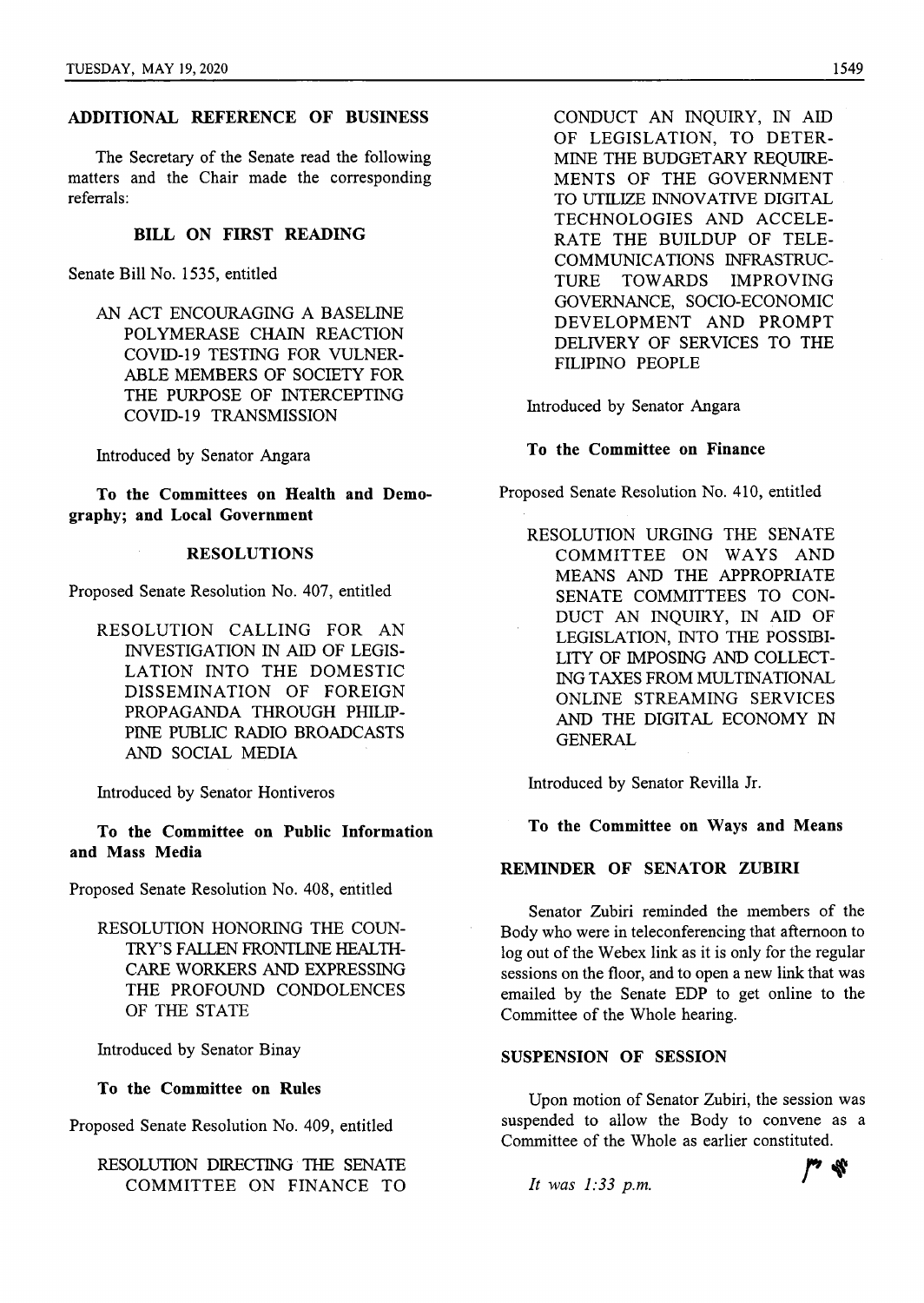## ADDITIONAL REFERENCE OF BUSINESS

The Secretary of the Senate read the following matters and the Chair made the corresponding referrals:

### BILL ON FIRST READING

Senate Bill No. 1535, entitled

> AN ACT ENCOURAGING A BASELINE POLYMERASE CHAIN REACTION COVID-19 TESTING FOR VULNERABLE MEMBERS OF SOCIETY FOR THE PURPOSE OF INTERCEPTING COVID-19 TRANSMISSION

Introduced by Senator Angara

**To the Committees on Health and Demography; and Local Government**

### RESOLUTIONS

Proposed Senate Resolution No. 407, entitled

> RESOLUTION CALLING FOR AN INVESTIGATION IN AID OF LEGISLATION INTO THE DOMESTIC DISSEMINATION OF FOREIGN PROPAGANDA THROUGH PHILIPPINE PUBLIC RADIO BROADCASTS AND SOCIAL MEDIA

Introduced by Senator Hontiveros

**To the Committee on Public Information and Mass Media**

Proposed Senate Resolution No. 408, entitled

> RESOLUTION HONORING THE COUNTRY'S FALLEN FRONTLINE HEALTHCARE WORKERS AND EXPRESSING THE PROFOUND CONDOLENCES OF THE STATE

Introduced by Senator Binay

**To the Committee on Rules**

Proposed Senate Resolution No. 409, entitled

> RESOLUTION DIRECTING THE SENATE COMMITTEE ON FINANCE TO CONDUCT AN INQUIRY, IN AID OF LEGISLATION, TO DETERMINE THE BUDGETARY REQUIREMENTS OF THE GOVERNMENT TO UTILIZE INNOVATIVE DIGITAL TECHNOLOGIES AND ACCELERATE THE BUILDUP OF TELECOMMUNICATIONS INFRASTRUCTURE TOWARDS IMPROVING GOVERNANCE, SOCIO-ECONOMIC DEVELOPMENT AND PROMPT DELIVERY OF SERVICES TO THE FILIPINO PEOPLE

Introduced by Senator Angara

**To the Committee on Finance**

Proposed Senate Resolution No. 410, entitled

> RESOLUTION URGING THE SENATE COMMITTEE ON WAYS AND MEANS AND THE APPROPRIATE SENATE COMMITTEES TO CONDUCT AN INQUIRY, IN AID OF LEGISLATION, INTO THE POSSIBILITY OF IMPOSING AND COLLECTING TAXES FROM MULTINATIONAL ONLINE STREAMING SERVICES AND THE DIGITAL ECONOMY IN GENERAL

Introduced by Senator Revilla Jr.

**To the Committee on Ways and Means**

## REMINDER OF SENATOR ZUBIRI

Senator Zubiri reminded the members of the Body who were in teleconferencing that afternoon to log out of the Webex link as it is only for the regular sessions on the floor, and to open a new link that was emailed by the Senate EDP to get online to the Committee of the Whole hearing.

## SUSPENSION OF SESSION

Upon motion of Senator Zubiri, the session was suspended to allow the Body to convene as a Committee of the Whole as earlier constituted.

*It was 1:33 p.m.*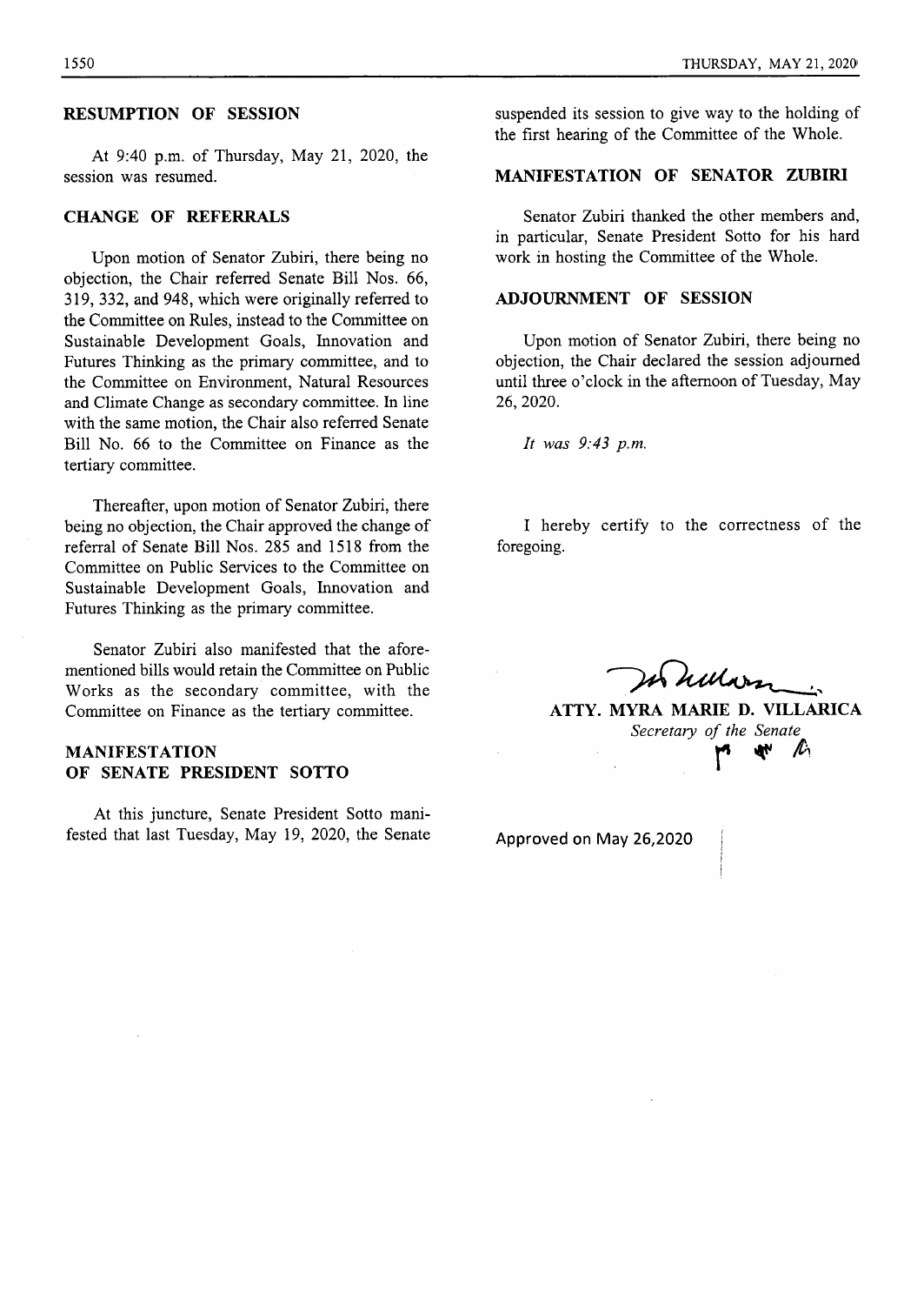## RESUMPTION OF SESSION

At 9:40 p.m. of Thursday, May 21, 2020, the session was resumed.

## CHANGE OF REFERRALS

Upon motion of Senator Zubiri, there being no objection, the Chair referred Senate Bill Nos. 66, 319, 332, and 948, which were originally referred to the Committee on Rules, instead to the Committee on Sustainable Development Goals, Innovation and Futures Thinking as the primary committee, and to the Committee on Environment, Natural Resources and Climate Change as secondary committee. In line with the same motion, the Chair also referred Senate Bill No. 66 to the Committee on Finance as the tertiary committee.

Thereafter, upon motion of Senator Zubiri, there being no objection, the Chair approved the change of referral of Senate Bill Nos. 285 and 1518 from the Committee on Public Services to the Committee on Sustainable Development Goals, Innovation and Futures Thinking as the primary committee.

Senator Zubiri also manifested that the aforementioned bills would retain the Committee on Public Works as the secondary committee, with the Committee on Finance as the tertiary committee.

## MANIFESTATION OF SENATE PRESIDENT SOTTO

At this juncture, Senate President Sotto manifested that last Tuesday, May 19, 2020, the Senate suspended its session to give way to the holding of the first hearing of the Committee of the Whole.

## MANIFESTATION OF SENATOR ZUBIRI

Senator Zubiri thanked the other members and, in particular, Senate President Sotto for his hard work in hosting the Committee of the Whole.

## ADJOURNMENT OF SESSION

Upon motion of Senator Zubiri, there being no objection, the Chair declared the session adjourned until three o'clock in the afternoon of Tuesday, May 26, 2020.

*It was 9:43 p.m.*

I hereby certify to the correctness of the foregoing.

**ATTY. MYRA MARIE D. VILLARICA**
*Secretary of the Senate*

Approved on May 26,2020